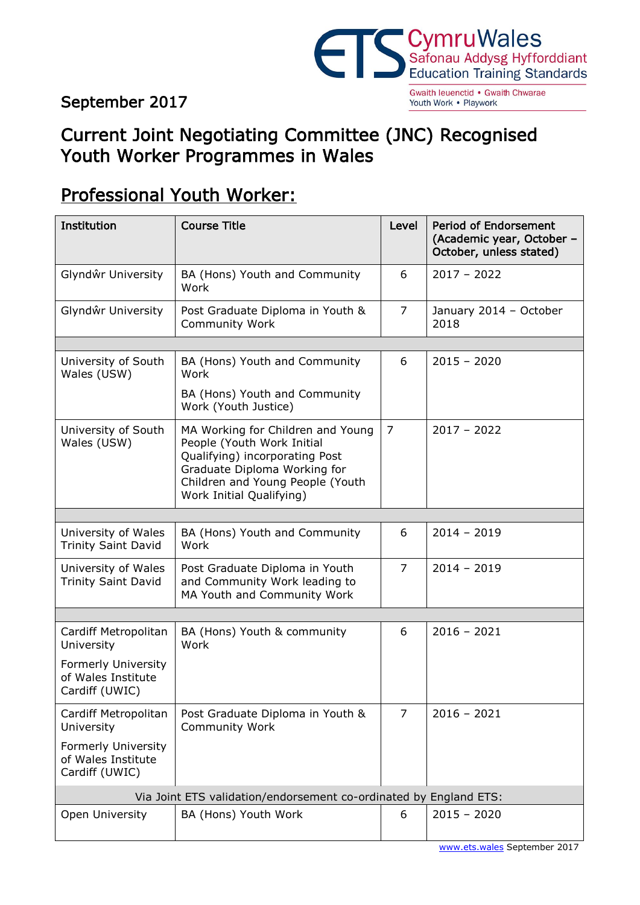CymruWales
Safonau Addysg Hyfforddiant
Education Training Standards

Gwaith Ieuenctid • Gwaith Chwarae
Youth Work • Playwork

September 2017

# Current Joint Negotiating Committee (JNC) Recognised Youth Worker Programmes in Wales

## Professional Youth Worker:

| Institution | Course Title | Level | Period of Endorsement (Academic year, October – October, unless stated) |
|---|---|---|---|
| Glyndŵr University | BA (Hons) Youth and Community Work | 6 | 2017 – 2022 |
| Glyndŵr University | Post Graduate Diploma in Youth & Community Work | 7 | January 2014 – October 2018 |
| | | | |
| University of South Wales (USW) | BA (Hons) Youth and Community Work<br><br>BA (Hons) Youth and Community Work (Youth Justice) | 6 | 2015 – 2020 |
| University of South Wales (USW) | MA Working for Children and Young People (Youth Work Initial Qualifying) incorporating Post Graduate Diploma Working for Children and Young People (Youth Work Initial Qualifying) | 7 | 2017 – 2022 |
| | | | |
| University of Wales Trinity Saint David | BA (Hons) Youth and Community Work | 6 | 2014 – 2019 |
| University of Wales Trinity Saint David | Post Graduate Diploma in Youth and Community Work leading to MA Youth and Community Work | 7 | 2014 – 2019 |
| | | | |
| Cardiff Metropolitan University<br><br>Formerly University of Wales Institute Cardiff (UWIC) | BA (Hons) Youth & community Work | 6 | 2016 – 2021 |
| Cardiff Metropolitan University<br><br>Formerly University of Wales Institute Cardiff (UWIC) | Post Graduate Diploma in Youth & Community Work | 7 | 2016 – 2021 |
| Via Joint ETS validation/endorsement co-ordinated by England ETS: | | | |
| Open University | BA (Hons) Youth Work | 6 | 2015 – 2020 |

www.ets.wales September 2017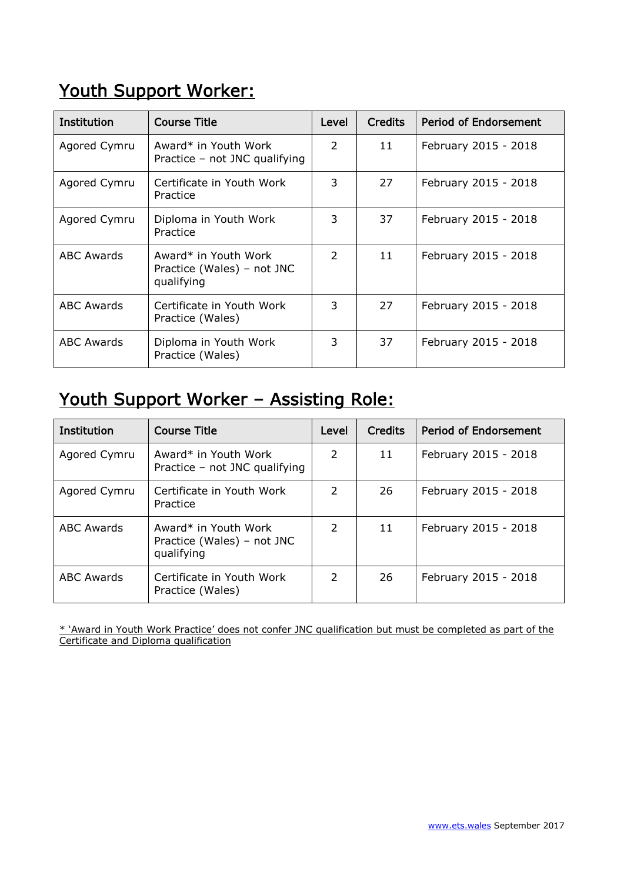## Youth Support Worker:

| Institution | Course Title | Level | Credits | Period of Endorsement |
|---|---|---|---|---|
| Agored Cymru | Award* in Youth Work Practice – not JNC qualifying | 2 | 11 | February 2015 - 2018 |
| Agored Cymru | Certificate in Youth Work Practice | 3 | 27 | February 2015 - 2018 |
| Agored Cymru | Diploma in Youth Work Practice | 3 | 37 | February 2015 - 2018 |
| ABC Awards | Award* in Youth Work Practice (Wales) – not JNC qualifying | 2 | 11 | February 2015 - 2018 |
| ABC Awards | Certificate in Youth Work Practice (Wales) | 3 | 27 | February 2015 - 2018 |
| ABC Awards | Diploma in Youth Work Practice (Wales) | 3 | 37 | February 2015 - 2018 |

## Youth Support Worker – Assisting Role:

| Institution | Course Title | Level | Credits | Period of Endorsement |
|---|---|---|---|---|
| Agored Cymru | Award* in Youth Work Practice – not JNC qualifying | 2 | 11 | February 2015 - 2018 |
| Agored Cymru | Certificate in Youth Work Practice | 2 | 26 | February 2015 - 2018 |
| ABC Awards | Award* in Youth Work Practice (Wales) – not JNC qualifying | 2 | 11 | February 2015 - 2018 |
| ABC Awards | Certificate in Youth Work Practice (Wales) | 2 | 26 | February 2015 - 2018 |

* 'Award in Youth Work Practice' does not confer JNC qualification but must be completed as part of the Certificate and Diploma qualification

www.ets.wales September 2017